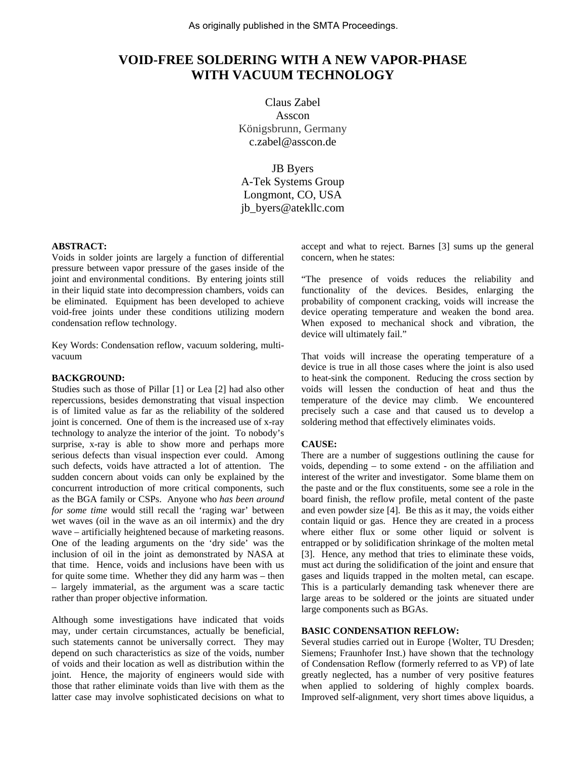As originally published in the SMTA Proceedings.

# VOID-FREE SOLDERING WITH A NEW VAPOR-PHASE WITH VACUUM TECHNOLOGY

Claus Zabel
Asscon
Königsbrunn, Germany
c.zabel@asscon.de

JB Byers
A-Tek Systems Group
Longmont, CO, USA
jb_byers@atekllc.com

**ABSTRACT:**
Voids in solder joints are largely a function of differential pressure between vapor pressure of the gases inside of the joint and environmental conditions. By entering joints still in their liquid state into decompression chambers, voids can be eliminated. Equipment has been developed to achieve void-free joints under these conditions utilizing modern condensation reflow technology.

Key Words: Condensation reflow, vacuum soldering, multi-vacuum

**BACKGROUND:**
Studies such as those of Pillar [1] or Lea [2] had also other repercussions, besides demonstrating that visual inspection is of limited value as far as the reliability of the soldered joint is concerned. One of them is the increased use of x-ray technology to analyze the interior of the joint. To nobody's surprise, x-ray is able to show more and perhaps more serious defects than visual inspection ever could. Among such defects, voids have attracted a lot of attention. The sudden concern about voids can only be explained by the concurrent introduction of more critical components, such as the BGA family or CSPs. Anyone who *has been around for some time* would still recall the 'raging war' between wet waves (oil in the wave as an oil intermix) and the dry wave – artificially heightened because of marketing reasons. One of the leading arguments on the 'dry side' was the inclusion of oil in the joint as demonstrated by NASA at that time. Hence, voids and inclusions have been with us for quite some time. Whether they did any harm was – then – largely immaterial, as the argument was a scare tactic rather than proper objective information.

Although some investigations have indicated that voids may, under certain circumstances, actually be beneficial, such statements cannot be universally correct. They may depend on such characteristics as size of the voids, number of voids and their location as well as distribution within the joint. Hence, the majority of engineers would side with those that rather eliminate voids than live with them as the latter case may involve sophisticated decisions on what to accept and what to reject. Barnes [3] sums up the general concern, when he states:

"The presence of voids reduces the reliability and functionality of the devices. Besides, enlarging the probability of component cracking, voids will increase the device operating temperature and weaken the bond area. When exposed to mechanical shock and vibration, the device will ultimately fail."

That voids will increase the operating temperature of a device is true in all those cases where the joint is also used to heat-sink the component. Reducing the cross section by voids will lessen the conduction of heat and thus the temperature of the device may climb. We encountered precisely such a case and that caused us to develop a soldering method that effectively eliminates voids.

**CAUSE:**
There are a number of suggestions outlining the cause for voids, depending – to some extend - on the affiliation and interest of the writer and investigator. Some blame them on the paste and or the flux constituents, some see a role in the board finish, the reflow profile, metal content of the paste and even powder size [4]. Be this as it may, the voids either contain liquid or gas. Hence they are created in a process where either flux or some other liquid or solvent is entrapped or by solidification shrinkage of the molten metal [3]. Hence, any method that tries to eliminate these voids, must act during the solidification of the joint and ensure that gases and liquids trapped in the molten metal, can escape. This is a particularly demanding task whenever there are large areas to be soldered or the joints are situated under large components such as BGAs.

**BASIC CONDENSATION REFLOW:**
Several studies carried out in Europe {Wolter, TU Dresden; Siemens; Fraunhofer Inst.) have shown that the technology of Condensation Reflow (formerly referred to as VP) of late greatly neglected, has a number of very positive features when applied to soldering of highly complex boards. Improved self-alignment, very short times above liquidus, a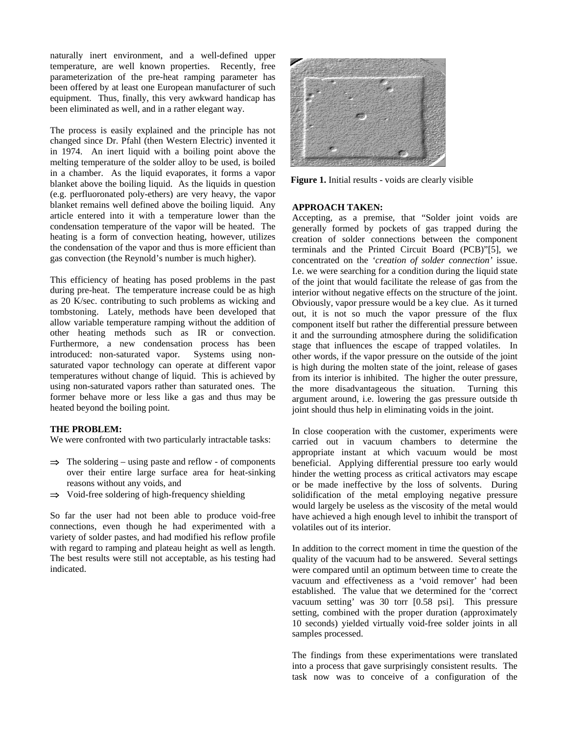naturally inert environment, and a well-defined upper temperature, are well known properties. Recently, free parameterization of the pre-heat ramping parameter has been offered by at least one European manufacturer of such equipment. Thus, finally, this very awkward handicap has been eliminated as well, and in a rather elegant way.

The process is easily explained and the principle has not changed since Dr. Pfahl (then Western Electric) invented it in 1974. An inert liquid with a boiling point above the melting temperature of the solder alloy to be used, is boiled in a chamber. As the liquid evaporates, it forms a vapor blanket above the boiling liquid. As the liquids in question (e.g. perfluoronated poly-ethers) are very heavy, the vapor blanket remains well defined above the boiling liquid. Any article entered into it with a temperature lower than the condensation temperature of the vapor will be heated. The heating is a form of convection heating, however, utilizes the condensation of the vapor and thus is more efficient than gas convection (the Reynold's number is much higher).

This efficiency of heating has posed problems in the past during pre-heat. The temperature increase could be as high as 20 K/sec. contributing to such problems as wicking and tombstoning. Lately, methods have been developed that allow variable temperature ramping without the addition of other heating methods such as IR or convection. Furthermore, a new condensation process has been introduced: non-saturated vapor. Systems using non-saturated vapor technology can operate at different vapor temperatures without change of liquid. This is achieved by using non-saturated vapors rather than saturated ones. The former behave more or less like a gas and thus may be heated beyond the boiling point.

**THE PROBLEM:**

We were confronted with two particularly intractable tasks:

- ⇒ The soldering – using paste and reflow - of components over their entire large surface area for heat-sinking reasons without any voids, and
- ⇒ Void-free soldering of high-frequency shielding

So far the user had not been able to produce void-free connections, even though he had experimented with a variety of solder pastes, and had modified his reflow profile with regard to ramping and plateau height as well as length. The best results were still not acceptable, as his testing had indicated.

**Figure 1.** Initial results - voids are clearly visible

**APPROACH TAKEN:**

Accepting, as a premise, that "Solder joint voids are generally formed by pockets of gas trapped during the creation of solder connections between the component terminals and the Printed Circuit Board (PCB)"[5], we concentrated on the *'creation of solder connection'* issue. I.e. we were searching for a condition during the liquid state of the joint that would facilitate the release of gas from the interior without negative effects on the structure of the joint. Obviously, vapor pressure would be a key clue. As it turned out, it is not so much the vapor pressure of the flux component itself but rather the differential pressure between it and the surrounding atmosphere during the solidification stage that influences the escape of trapped volatiles. In other words, if the vapor pressure on the outside of the joint is high during the molten state of the joint, release of gases from its interior is inhibited. The higher the outer pressure, the more disadvantageous the situation. Turning this argument around, i.e. lowering the gas pressure outside th joint should thus help in eliminating voids in the joint.

In close cooperation with the customer, experiments were carried out in vacuum chambers to determine the appropriate instant at which vacuum would be most beneficial. Applying differential pressure too early would hinder the wetting process as critical activators may escape or be made ineffective by the loss of solvents. During solidification of the metal employing negative pressure would largely be useless as the viscosity of the metal would have achieved a high enough level to inhibit the transport of volatiles out of its interior.

In addition to the correct moment in time the question of the quality of the vacuum had to be answered. Several settings were compared until an optimum between time to create the vacuum and effectiveness as a 'void remover' had been established. The value that we determined for the 'correct vacuum setting' was 30 torr [0.58 psi]. This pressure setting, combined with the proper duration (approximately 10 seconds) yielded virtually void-free solder joints in all samples processed.

The findings from these experimentations were translated into a process that gave surprisingly consistent results. The task now was to conceive of a configuration of the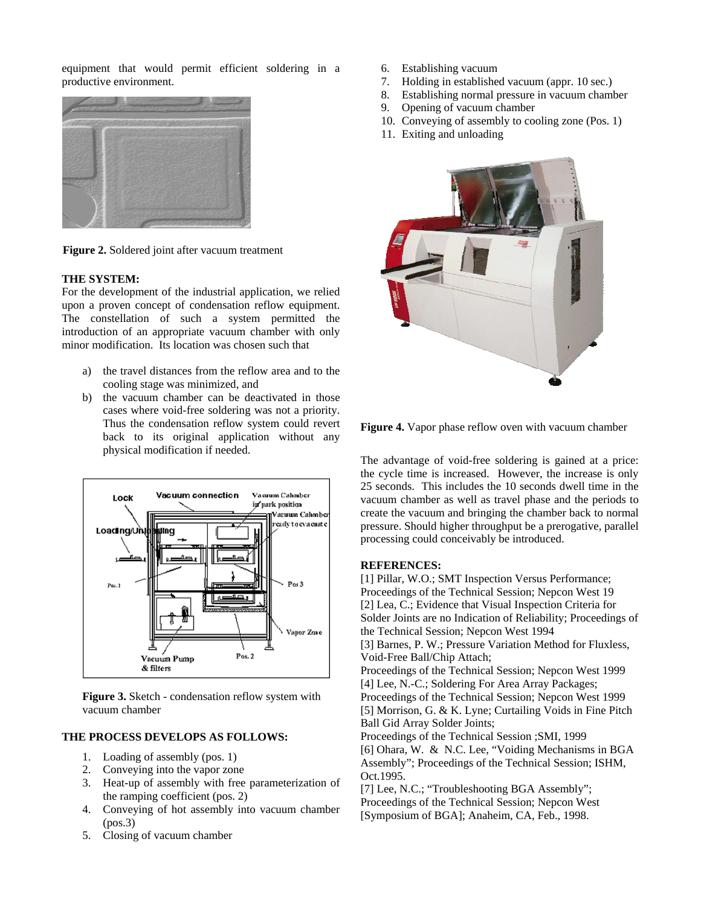equipment that would permit efficient soldering in a productive environment.

**Figure 2.** Soldered joint after vacuum treatment

**THE SYSTEM:**

For the development of the industrial application, we relied upon a proven concept of condensation reflow equipment. The constellation of such a system permitted the introduction of an appropriate vacuum chamber with only minor modification. Its location was chosen such that

a) the travel distances from the reflow area and to the cooling stage was minimized, and
b) the vacuum chamber can be deactivated in those cases where void-free soldering was not a priority. Thus the condensation reflow system could revert back to its original application without any physical modification if needed.

**Figure 3.** Sketch - condensation reflow system with vacuum chamber

**THE PROCESS DEVELOPS AS FOLLOWS:**

1. Loading of assembly (pos. 1)
2. Conveying into the vapor zone
3. Heat-up of assembly with free parameterization of the ramping coefficient (pos. 2)
4. Conveying of hot assembly into vacuum chamber (pos.3)
5. Closing of vacuum chamber
6. Establishing vacuum
7. Holding in established vacuum (appr. 10 sec.)
8. Establishing normal pressure in vacuum chamber
9. Opening of vacuum chamber
10. Conveying of assembly to cooling zone (Pos. 1)
11. Exiting and unloading

**Figure 4.** Vapor phase reflow oven with vacuum chamber

The advantage of void-free soldering is gained at a price: the cycle time is increased. However, the increase is only 25 seconds. This includes the 10 seconds dwell time in the vacuum chamber as well as travel phase and the periods to create the vacuum and bringing the chamber back to normal pressure. Should higher throughput be a prerogative, parallel processing could conceivably be introduced.

**REFERENCES:**

[1] Pillar, W.O.; SMT Inspection Versus Performance; Proceedings of the Technical Session; Nepcon West 19
[2] Lea, C.; Evidence that Visual Inspection Criteria for Solder Joints are no Indication of Reliability; Proceedings of the Technical Session; Nepcon West 1994
[3] Barnes, P. W.; Pressure Variation Method for Fluxless, Void-Free Ball/Chip Attach; Proceedings of the Technical Session; Nepcon West 1999
[4] Lee, N.-C.; Soldering For Area Array Packages; Proceedings of the Technical Session; Nepcon West 1999
[5] Morrison, G. & K. Lyne; Curtailing Voids in Fine Pitch Ball Gid Array Solder Joints; Proceedings of the Technical Session ;SMI, 1999
[6] Ohara, W. & N.C. Lee, "Voiding Mechanisms in BGA Assembly"; Proceedings of the Technical Session; ISHM, Oct.1995.
[7] Lee, N.C.; "Troubleshooting BGA Assembly"; Proceedings of the Technical Session; Nepcon West [Symposium of BGA]; Anaheim, CA, Feb., 1998.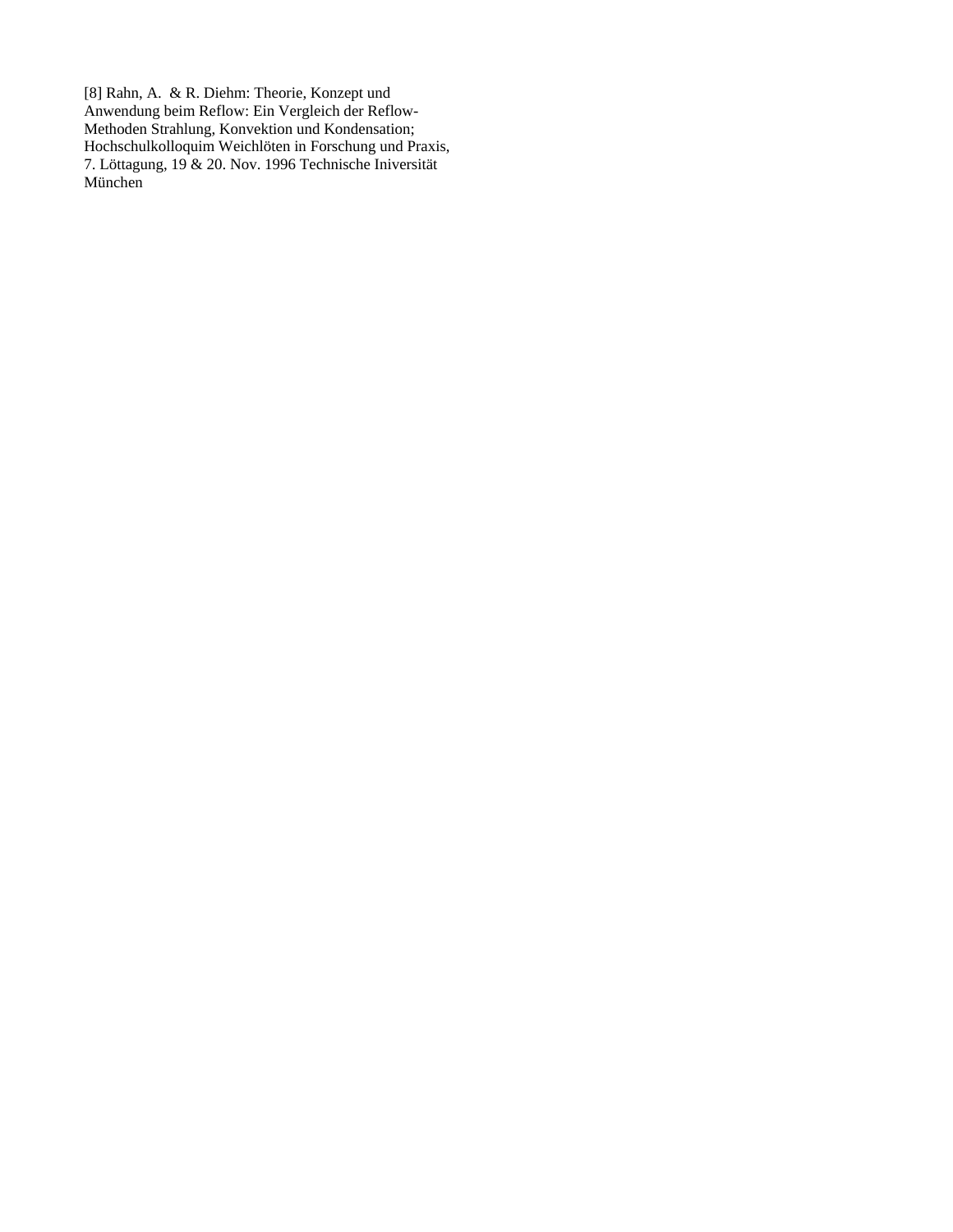[8] Rahn, A. & R. Diehm: Theorie, Konzept und Anwendung beim Reflow: Ein Vergleich der Reflow-Methoden Strahlung, Konvektion und Kondensation; Hochschulkolloquim Weichlöten in Forschung und Praxis, 7. Löttagung, 19 & 20. Nov. 1996 Technische Iniversität München